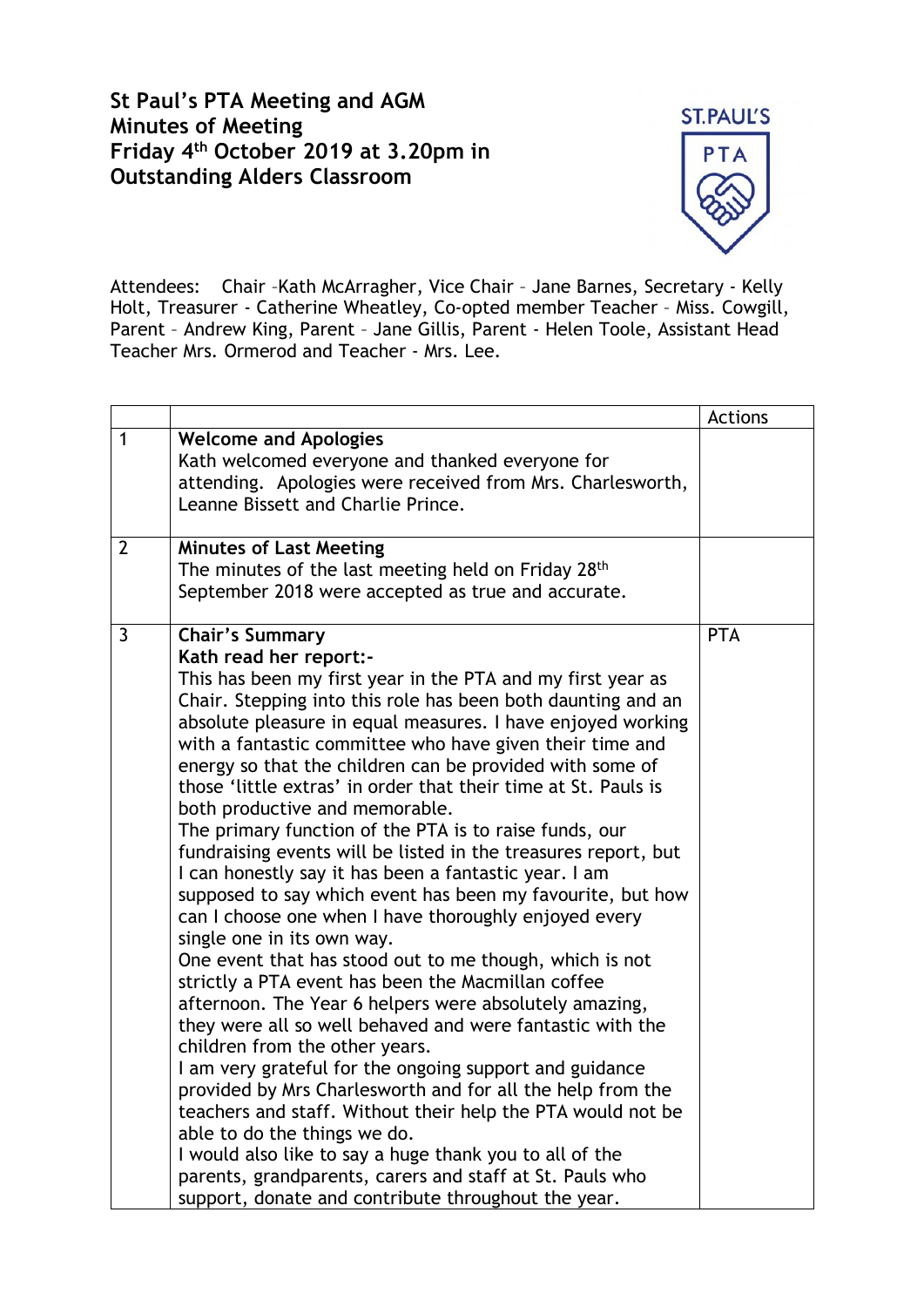# St Paul's PTA Meeting and AGM
## Minutes of Meeting
## Friday 4th October 2019 at 3.20pm in Outstanding Alders Classroom

Attendees: Chair –Kath McArragher, Vice Chair – Jane Barnes, Secretary - Kelly Holt, Treasurer - Catherine Wheatley, Co-opted member Teacher – Miss. Cowgill, Parent – Andrew King, Parent – Jane Gillis, Parent - Helen Toole, Assistant Head Teacher Mrs. Ormerod and Teacher - Mrs. Lee.

| | | Actions |
|---|---|---|
| 1 | **Welcome and Apologies**<br>Kath welcomed everyone and thanked everyone for attending. Apologies were received from Mrs. Charlesworth, Leanne Bissett and Charlie Prince. | |
| 2 | **Minutes of Last Meeting**<br>The minutes of the last meeting held on Friday 28th September 2018 were accepted as true and accurate. | |
| 3 | **Chair's Summary**<br>**Kath read her report:-**<br>This has been my first year in the PTA and my first year as Chair. Stepping into this role has been both daunting and an absolute pleasure in equal measures. I have enjoyed working with a fantastic committee who have given their time and energy so that the children can be provided with some of those 'little extras' in order that their time at St. Pauls is both productive and memorable.<br>The primary function of the PTA is to raise funds, our fundraising events will be listed in the treasures report, but I can honestly say it has been a fantastic year. I am supposed to say which event has been my favourite, but how can I choose one when I have thoroughly enjoyed every single one in its own way.<br>One event that has stood out to me though, which is not strictly a PTA event has been the Macmillan coffee afternoon. The Year 6 helpers were absolutely amazing, they were all so well behaved and were fantastic with the children from the other years.<br>I am very grateful for the ongoing support and guidance provided by Mrs Charlesworth and for all the help from the teachers and staff. Without their help the PTA would not be able to do the things we do.<br>I would also like to say a huge thank you to all of the parents, grandparents, carers and staff at St. Pauls who support, donate and contribute throughout the year. | PTA |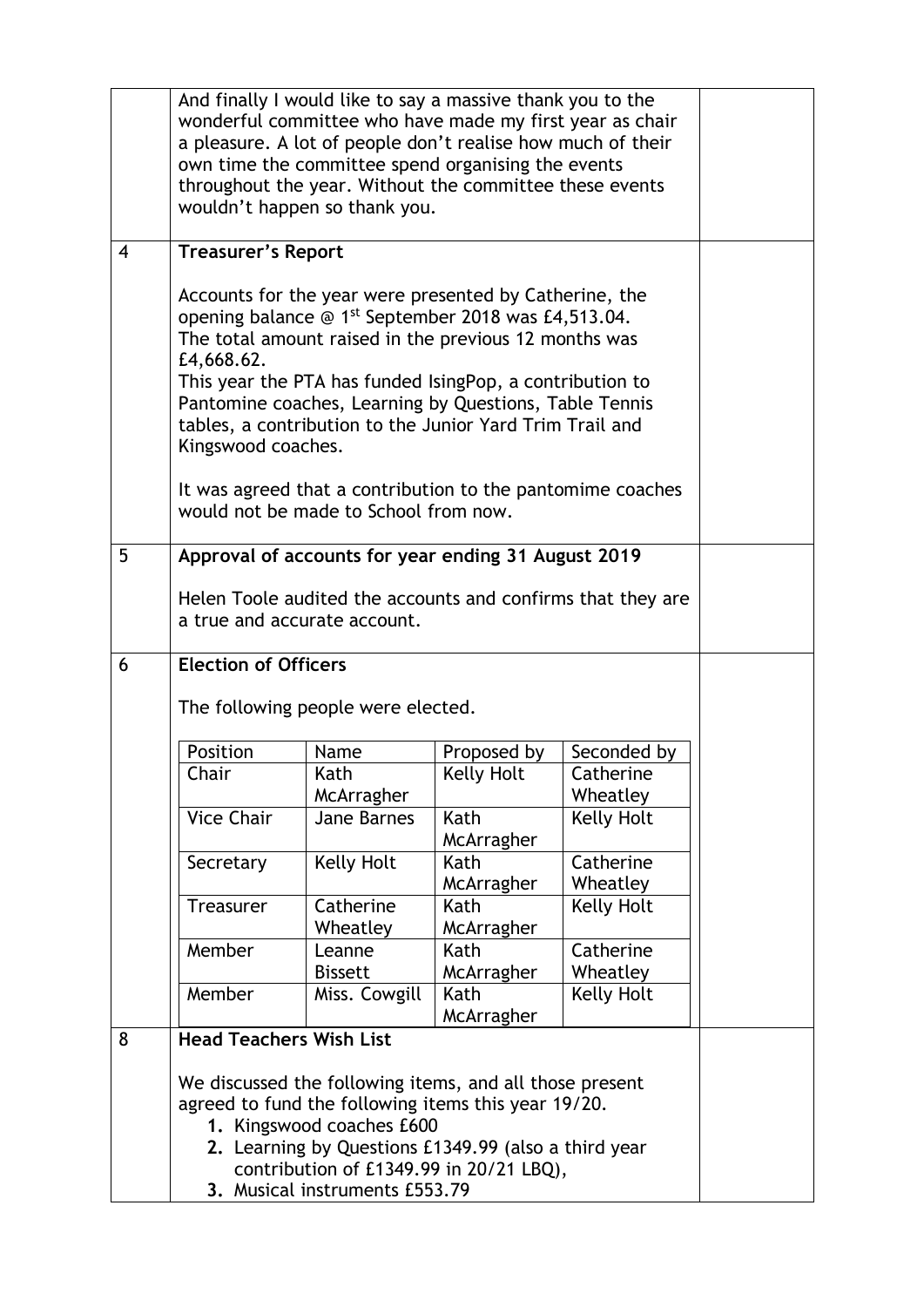And finally I would like to say a massive thank you to the wonderful committee who have made my first year as chair a pleasure. A lot of people don't realise how much of their own time the committee spend organising the events throughout the year. Without the committee these events wouldn't happen so thank you.

## 4 Treasurer's Report

Accounts for the year were presented by Catherine, the opening balance @ 1st September 2018 was £4,513.04. The total amount raised in the previous 12 months was £4,668.62.
This year the PTA has funded IsingPop, a contribution to Pantomine coaches, Learning by Questions, Table Tennis tables, a contribution to the Junior Yard Trim Trail and Kingswood coaches.

It was agreed that a contribution to the pantomime coaches would not be made to School from now.

## 5 Approval of accounts for year ending 31 August 2019

Helen Toole audited the accounts and confirms that they are a true and accurate account.

## 6 Election of Officers

The following people were elected.

| Position | Name | Proposed by | Seconded by |
|---|---|---|---|
| Chair | Kath McArragher | Kelly Holt | Catherine Wheatley |
| Vice Chair | Jane Barnes | Kath McArragher | Kelly Holt |
| Secretary | Kelly Holt | Kath McArragher | Catherine Wheatley |
| Treasurer | Catherine Wheatley | Kath McArragher | Kelly Holt |
| Member | Leanne Bissett | Kath McArragher | Catherine Wheatley |
| Member | Miss. Cowgill | Kath McArragher | Kelly Holt |

## 8 Head Teachers Wish List

We discussed the following items, and all those present agreed to fund the following items this year 19/20.

1. Kingswood coaches £600
2. Learning by Questions £1349.99 (also a third year contribution of £1349.99 in 20/21 LBQ),
3. Musical instruments £553.79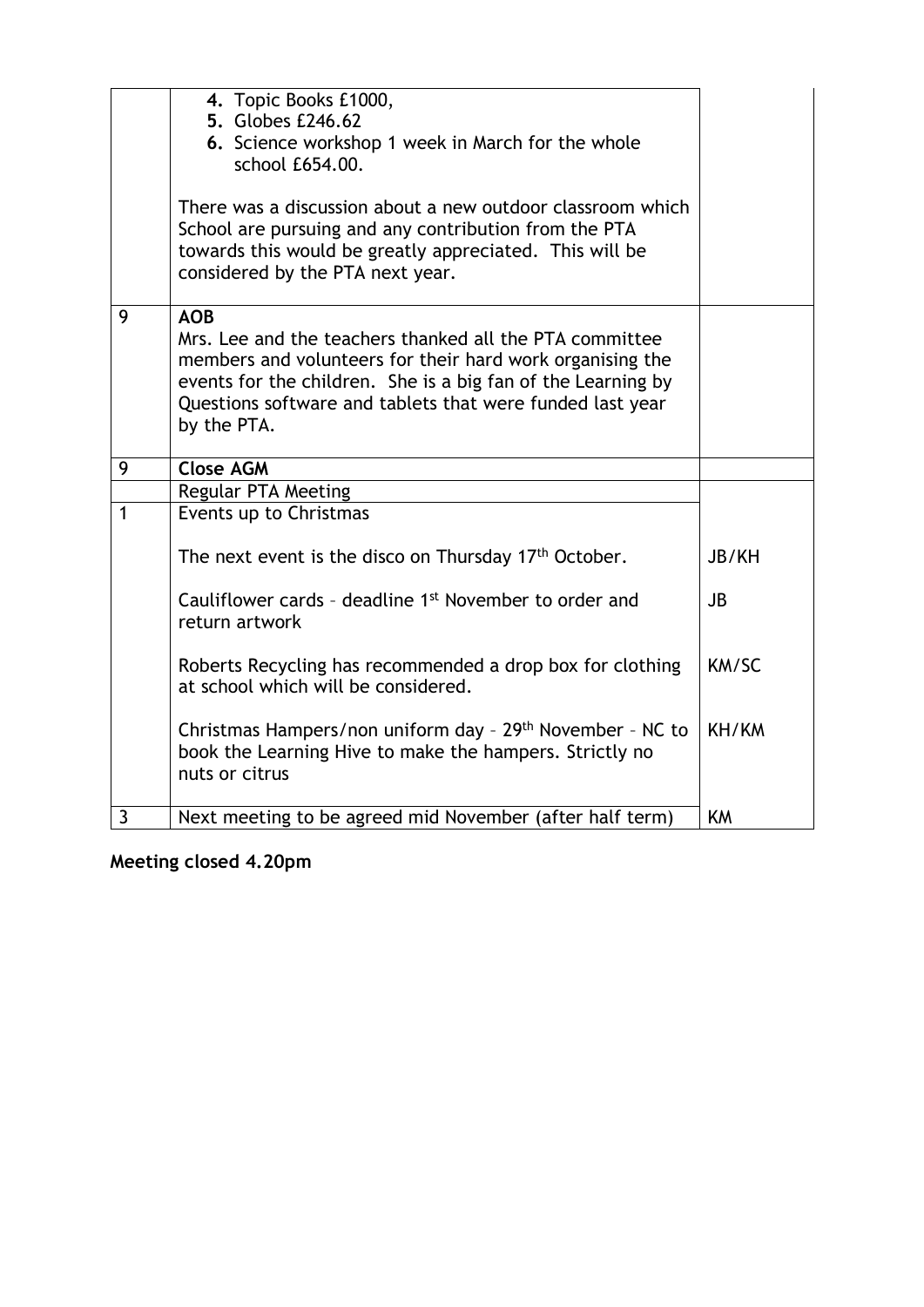| | | |
|---|---|---|
| | 4. Topic Books £1000,<br>5. Globes £246.62<br>6. Science workshop 1 week in March for the whole school £654.00.<br><br>There was a discussion about a new outdoor classroom which School are pursuing and any contribution from the PTA towards this would be greatly appreciated. This will be considered by the PTA next year. | |
| 9 | **AOB**<br>Mrs. Lee and the teachers thanked all the PTA committee members and volunteers for their hard work organising the events for the children. She is a big fan of the Learning by Questions software and tablets that were funded last year by the PTA. | |
| 9 | **Close AGM** | |
| | Regular PTA Meeting | |
| 1 | Events up to Christmas<br><br>The next event is the disco on Thursday 17th October.<br><br>Cauliflower cards – deadline 1st November to order and return artwork<br><br>Roberts Recycling has recommended a drop box for clothing at school which will be considered.<br><br>Christmas Hampers/non uniform day – 29th November – NC to book the Learning Hive to make the hampers. Strictly no nuts or citrus | <br><br>JB/KH<br><br>JB<br><br>KM/SC<br><br>KH/KM |
| 3 | Next meeting to be agreed mid November (after half term) | KM |

**Meeting closed 4.20pm**